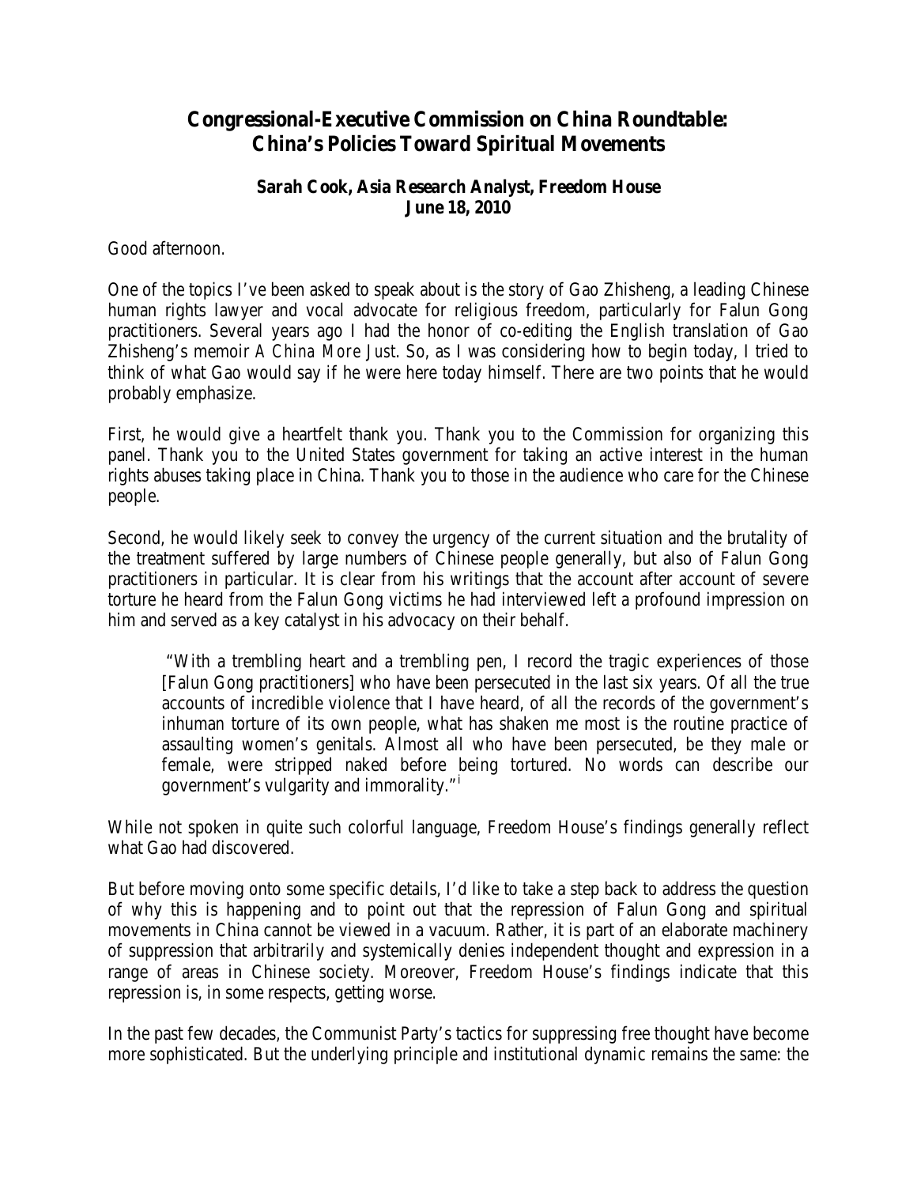# Congressional-Executive Commission on China Roundtable: China's Policies Toward Spiritual Movements

**Sarah Cook, Asia Research Analyst, Freedom House**
**June 18, 2010**

Good afternoon.

One of the topics I've been asked to speak about is the story of Gao Zhisheng, a leading Chinese human rights lawyer and vocal advocate for religious freedom, particularly for Falun Gong practitioners. Several years ago I had the honor of co-editing the English translation of Gao Zhisheng's memoir *A China More Just*. So, as I was considering how to begin today, I tried to think of what Gao would say if he were here today himself. There are two points that he would probably emphasize.

First, he would give a heartfelt thank you. Thank you to the Commission for organizing this panel. Thank you to the United States government for taking an active interest in the human rights abuses taking place in China. Thank you to those in the audience who care for the Chinese people.

Second, he would likely seek to convey the urgency of the current situation and the brutality of the treatment suffered by large numbers of Chinese people generally, but also of Falun Gong practitioners in particular. It is clear from his writings that the account after account of severe torture he heard from the Falun Gong victims he had interviewed left a profound impression on him and served as a key catalyst in his advocacy on their behalf.

> "With a trembling heart and a trembling pen, I record the tragic experiences of those [Falun Gong practitioners] who have been persecuted in the last six years. Of all the true accounts of incredible violence that I have heard, of all the records of the government's inhuman torture of its own people, what has shaken me most is the routine practice of assaulting women's genitals. Almost all who have been persecuted, be they male or female, were stripped naked before being tortured. No words can describe our government's vulgarity and immorality."[i]

While not spoken in quite such colorful language, Freedom House's findings generally reflect what Gao had discovered.

But before moving onto some specific details, I'd like to take a step back to address the question of why this is happening and to point out that the repression of Falun Gong and spiritual movements in China cannot be viewed in a vacuum. Rather, it is part of an elaborate machinery of suppression that arbitrarily and systemically denies independent thought and expression in a range of areas in Chinese society. Moreover, Freedom House's findings indicate that this repression is, in some respects, getting worse.

In the past few decades, the Communist Party's tactics for suppressing free thought have become more sophisticated. But the underlying principle and institutional dynamic remains the same: the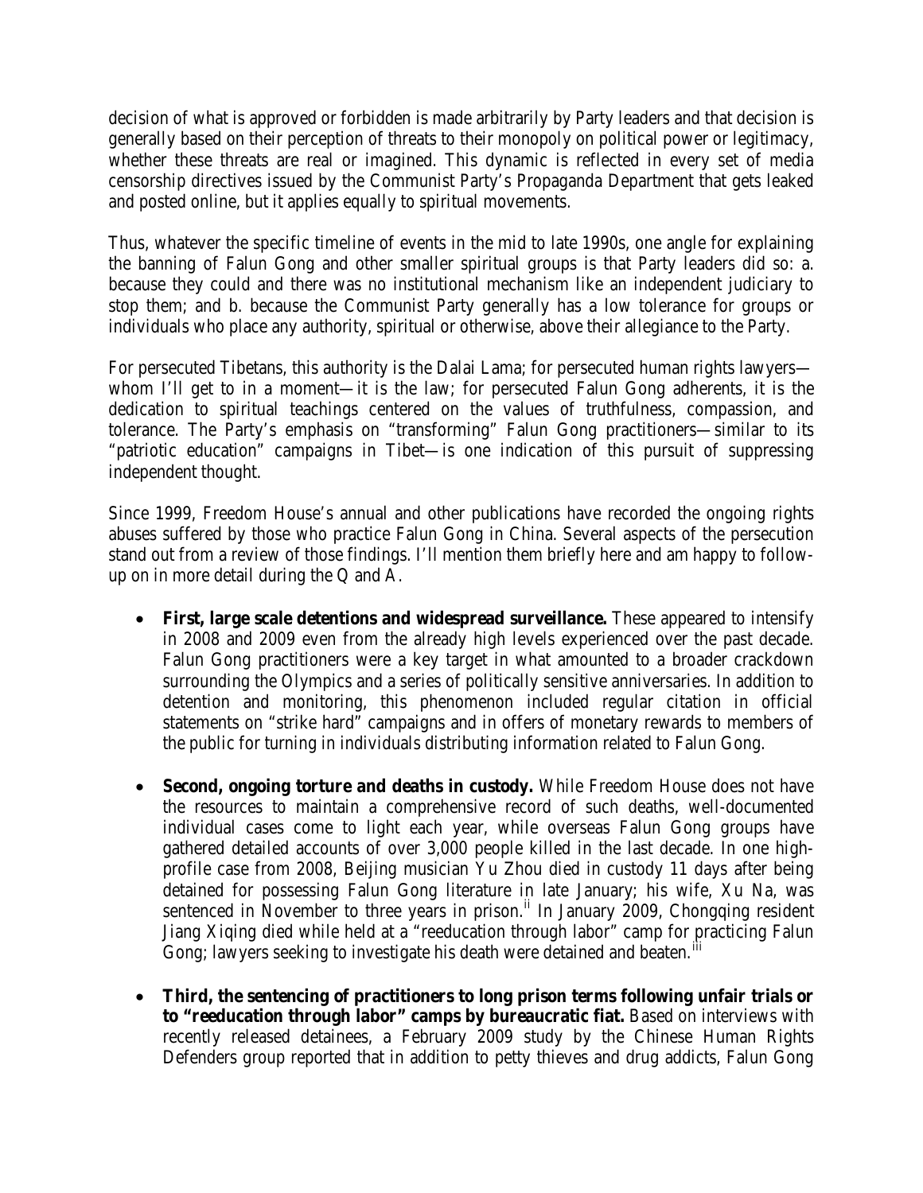decision of what is approved or forbidden is made arbitrarily by Party leaders and that decision is generally based on their perception of threats to their monopoly on political power or legitimacy, whether these threats are real or imagined. This dynamic is reflected in every set of media censorship directives issued by the Communist Party's Propaganda Department that gets leaked and posted online, but it applies equally to spiritual movements.

Thus, whatever the specific timeline of events in the mid to late 1990s, one angle for explaining the banning of Falun Gong and other smaller spiritual groups is that Party leaders did so: a. because they could and there was no institutional mechanism like an independent judiciary to stop them; and b. because the Communist Party generally has a low tolerance for groups or individuals who place any authority, spiritual or otherwise, above their allegiance to the Party.

For persecuted Tibetans, this authority is the Dalai Lama; for persecuted human rights lawyers—whom I'll get to in a moment—it is the law; for persecuted Falun Gong adherents, it is the dedication to spiritual teachings centered on the values of truthfulness, compassion, and tolerance. The Party's emphasis on "transforming" Falun Gong practitioners—similar to its "patriotic education" campaigns in Tibet—is one indication of this pursuit of suppressing independent thought.

Since 1999, Freedom House's annual and other publications have recorded the ongoing rights abuses suffered by those who practice Falun Gong in China. Several aspects of the persecution stand out from a review of those findings. I'll mention them briefly here and am happy to follow-up on in more detail during the Q and A.

- **First, large scale detentions and widespread surveillance.** These appeared to intensify in 2008 and 2009 even from the already high levels experienced over the past decade. Falun Gong practitioners were a key target in what amounted to a broader crackdown surrounding the Olympics and a series of politically sensitive anniversaries. In addition to detention and monitoring, this phenomenon included regular citation in official statements on "strike hard" campaigns and in offers of monetary rewards to members of the public for turning in individuals distributing information related to Falun Gong.

- **Second, ongoing torture and deaths in custody.** While Freedom House does not have the resources to maintain a comprehensive record of such deaths, well-documented individual cases come to light each year, while overseas Falun Gong groups have gathered detailed accounts of over 3,000 people killed in the last decade. In one high-profile case from 2008, Beijing musician Yu Zhou died in custody 11 days after being detained for possessing Falun Gong literature in late January; his wife, Xu Na, was sentenced in November to three years in prison.[ii] In January 2009, Chongqing resident Jiang Xiqing died while held at a "reeducation through labor" camp for practicing Falun Gong; lawyers seeking to investigate his death were detained and beaten.[iii]

- **Third, the sentencing of practitioners to long prison terms following unfair trials or to "reeducation through labor" camps by bureaucratic fiat.** Based on interviews with recently released detainees, a February 2009 study by the Chinese Human Rights Defenders group reported that in addition to petty thieves and drug addicts, Falun Gong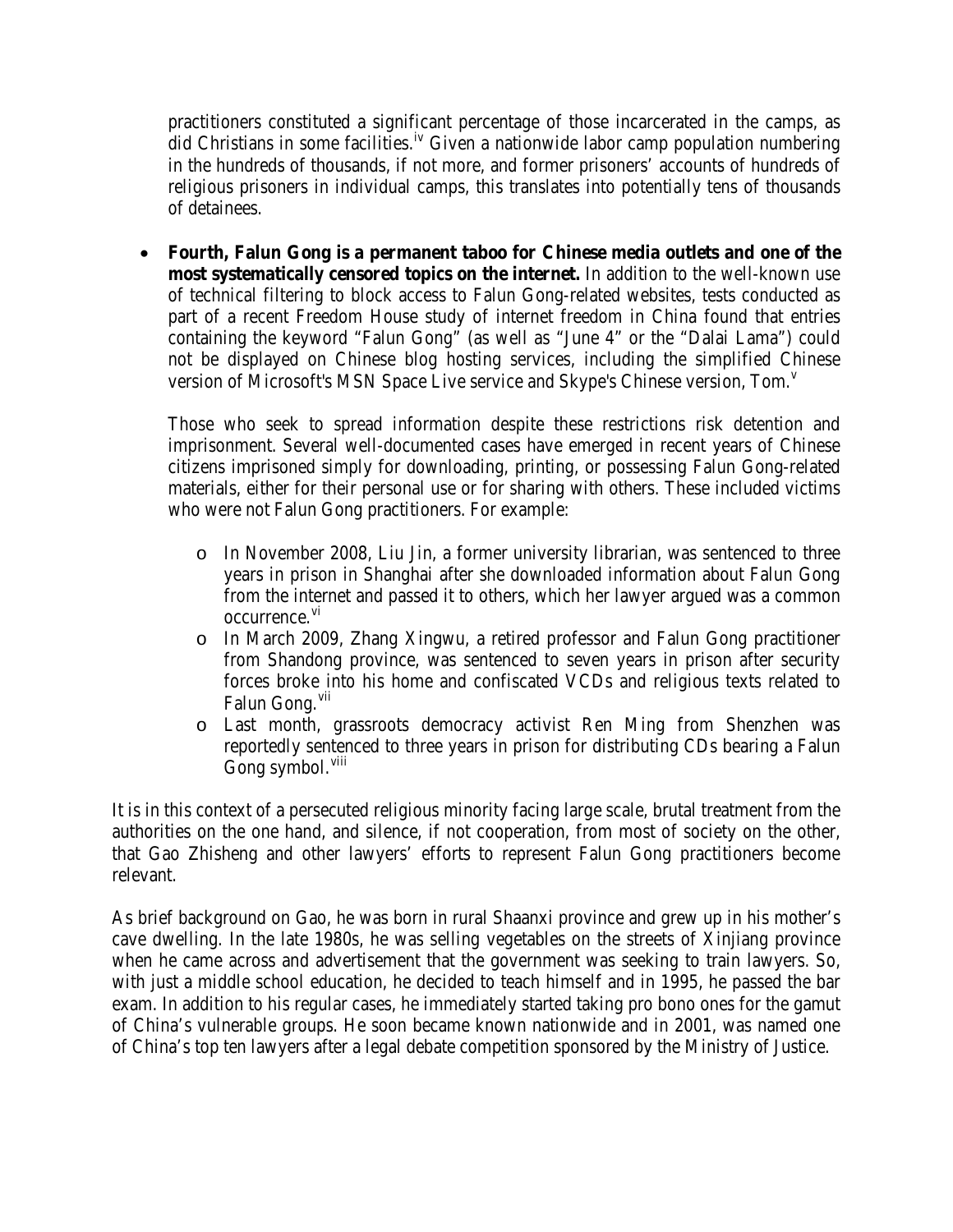practitioners constituted a significant percentage of those incarcerated in the camps, as did Christians in some facilities.[iv] Given a nationwide labor camp population numbering in the hundreds of thousands, if not more, and former prisoners' accounts of hundreds of religious prisoners in individual camps, this translates into potentially tens of thousands of detainees.

- **Fourth, Falun Gong is a permanent taboo for Chinese media outlets and one of the most systematically censored topics on the internet.** In addition to the well-known use of technical filtering to block access to Falun Gong-related websites, tests conducted as part of a recent Freedom House study of internet freedom in China found that entries containing the keyword "Falun Gong" (as well as "June 4" or the "Dalai Lama") could not be displayed on Chinese blog hosting services, including the simplified Chinese version of Microsoft's MSN Space Live service and Skype's Chinese version, Tom.[v]

  Those who seek to spread information despite these restrictions risk detention and imprisonment. Several well-documented cases have emerged in recent years of Chinese citizens imprisoned simply for downloading, printing, or possessing Falun Gong-related materials, either for their personal use or for sharing with others. These included victims who were not Falun Gong practitioners. For example:

  - In November 2008, Liu Jin, a former university librarian, was sentenced to three years in prison in Shanghai after she downloaded information about Falun Gong from the internet and passed it to others, which her lawyer argued was a common occurrence.[vi]
  - In March 2009, Zhang Xingwu, a retired professor and Falun Gong practitioner from Shandong province, was sentenced to seven years in prison after security forces broke into his home and confiscated VCDs and religious texts related to Falun Gong.[vii]
  - Last month, grassroots democracy activist Ren Ming from Shenzhen was reportedly sentenced to three years in prison for distributing CDs bearing a Falun Gong symbol.[viii]

It is in this context of a persecuted religious minority facing large scale, brutal treatment from the authorities on the one hand, and silence, if not cooperation, from most of society on the other, that Gao Zhisheng and other lawyers' efforts to represent Falun Gong practitioners become relevant.

As brief background on Gao, he was born in rural Shaanxi province and grew up in his mother's cave dwelling. In the late 1980s, he was selling vegetables on the streets of Xinjiang province when he came across and advertisement that the government was seeking to train lawyers. So, with just a middle school education, he decided to teach himself and in 1995, he passed the bar exam. In addition to his regular cases, he immediately started taking pro bono ones for the gamut of China's vulnerable groups. He soon became known nationwide and in 2001, was named one of China's top ten lawyers after a legal debate competition sponsored by the Ministry of Justice.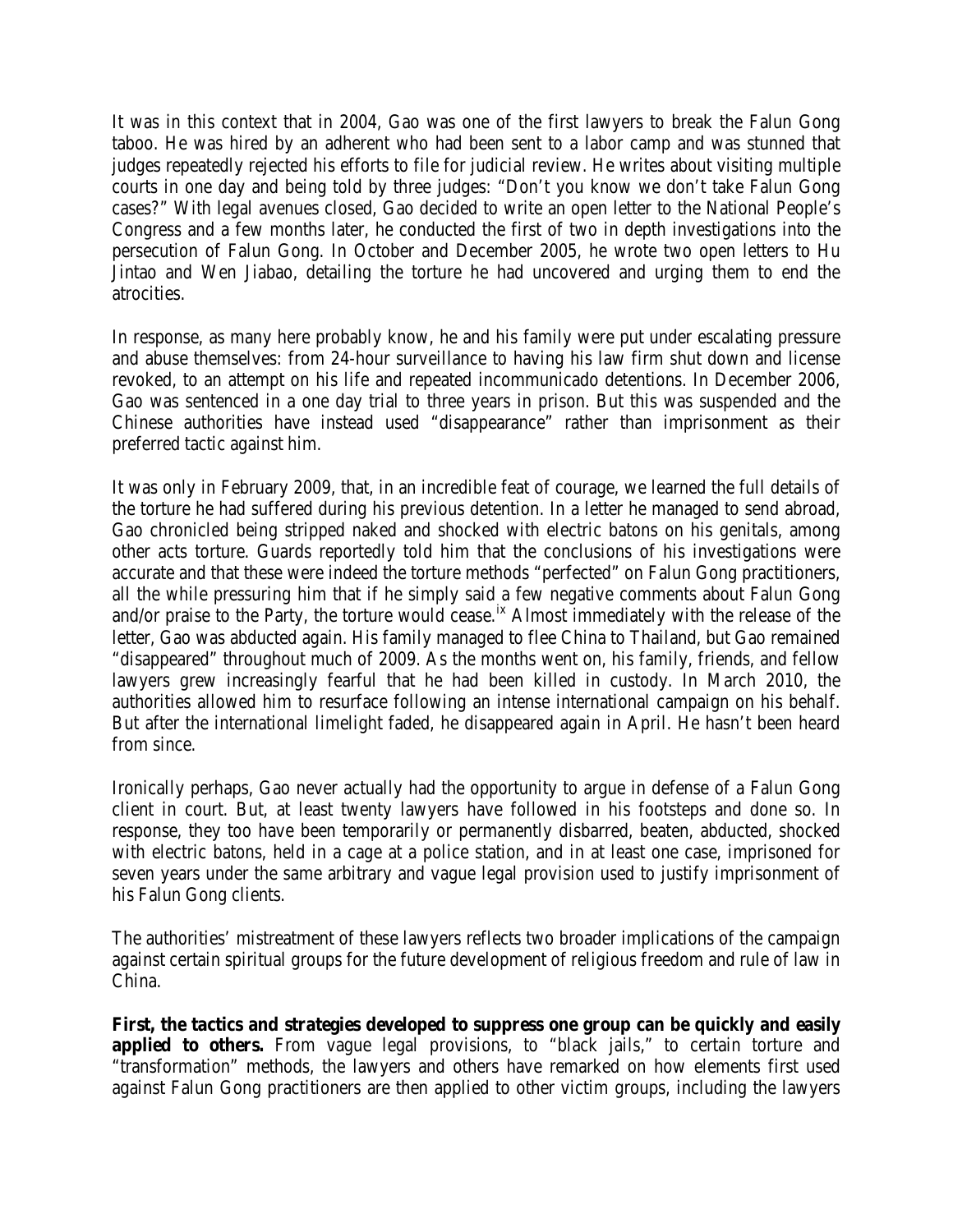It was in this context that in 2004, Gao was one of the first lawyers to break the Falun Gong taboo. He was hired by an adherent who had been sent to a labor camp and was stunned that judges repeatedly rejected his efforts to file for judicial review. He writes about visiting multiple courts in one day and being told by three judges: "Don't you know we don't take Falun Gong cases?" With legal avenues closed, Gao decided to write an open letter to the National People's Congress and a few months later, he conducted the first of two in depth investigations into the persecution of Falun Gong. In October and December 2005, he wrote two open letters to Hu Jintao and Wen Jiabao, detailing the torture he had uncovered and urging them to end the atrocities.

In response, as many here probably know, he and his family were put under escalating pressure and abuse themselves: from 24-hour surveillance to having his law firm shut down and license revoked, to an attempt on his life and repeated incommunicado detentions. In December 2006, Gao was sentenced in a one day trial to three years in prison. But this was suspended and the Chinese authorities have instead used "disappearance" rather than imprisonment as their preferred tactic against him.

It was only in February 2009, that, in an incredible feat of courage, we learned the full details of the torture he had suffered during his previous detention. In a letter he managed to send abroad, Gao chronicled being stripped naked and shocked with electric batons on his genitals, among other acts torture. Guards reportedly told him that the conclusions of his investigations were accurate and that these were indeed the torture methods "perfected" on Falun Gong practitioners, all the while pressuring him that if he simply said a few negative comments about Falun Gong and/or praise to the Party, the torture would cease.[ix] Almost immediately with the release of the letter, Gao was abducted again. His family managed to flee China to Thailand, but Gao remained "disappeared" throughout much of 2009. As the months went on, his family, friends, and fellow lawyers grew increasingly fearful that he had been killed in custody. In March 2010, the authorities allowed him to resurface following an intense international campaign on his behalf. But after the international limelight faded, he disappeared again in April. He hasn't been heard from since.

Ironically perhaps, Gao never actually had the opportunity to argue in defense of a Falun Gong client in court. But, at least twenty lawyers have followed in his footsteps and done so. In response, they too have been temporarily or permanently disbarred, beaten, abducted, shocked with electric batons, held in a cage at a police station, and in at least one case, imprisoned for seven years under the same arbitrary and vague legal provision used to justify imprisonment of his Falun Gong clients.

The authorities' mistreatment of these lawyers reflects two broader implications of the campaign against certain spiritual groups for the future development of religious freedom and rule of law in China.

**First, the tactics and strategies developed to suppress one group can be quickly and easily applied to others.** From vague legal provisions, to "black jails," to certain torture and "transformation" methods, the lawyers and others have remarked on how elements first used against Falun Gong practitioners are then applied to other victim groups, including the lawyers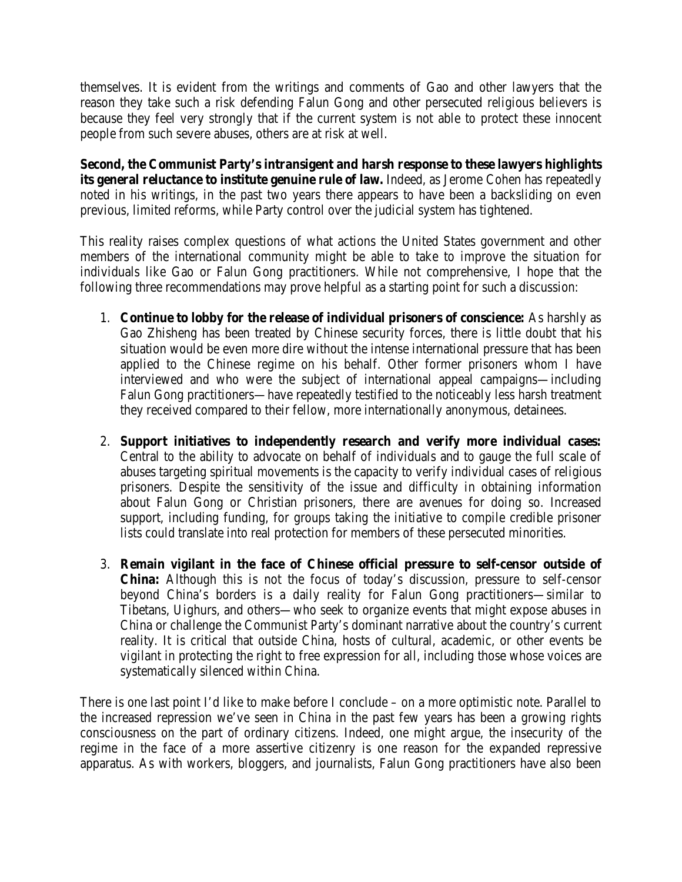themselves. It is evident from the writings and comments of Gao and other lawyers that the reason they take such a risk defending Falun Gong and other persecuted religious believers is because they feel very strongly that if the current system is not able to protect these innocent people from such severe abuses, others are at risk at well.

**Second, the Communist Party's intransigent and harsh response to these lawyers highlights its general reluctance to institute genuine rule of law.** Indeed, as Jerome Cohen has repeatedly noted in his writings, in the past two years there appears to have been a backsliding on even previous, limited reforms, while Party control over the judicial system has tightened.

This reality raises complex questions of what actions the United States government and other members of the international community might be able to take to improve the situation for individuals like Gao or Falun Gong practitioners. While not comprehensive, I hope that the following three recommendations may prove helpful as a starting point for such a discussion:

1. **Continue to lobby for the release of individual prisoners of conscience:** As harshly as Gao Zhisheng has been treated by Chinese security forces, there is little doubt that his situation would be even more dire without the intense international pressure that has been applied to the Chinese regime on his behalf. Other former prisoners whom I have interviewed and who were the subject of international appeal campaigns—including Falun Gong practitioners—have repeatedly testified to the noticeably less harsh treatment they received compared to their fellow, more internationally anonymous, detainees.

2. **Support initiatives to independently research and verify more individual cases:** Central to the ability to advocate on behalf of individuals and to gauge the full scale of abuses targeting spiritual movements is the capacity to verify individual cases of religious prisoners. Despite the sensitivity of the issue and difficulty in obtaining information about Falun Gong or Christian prisoners, there are avenues for doing so. Increased support, including funding, for groups taking the initiative to compile credible prisoner lists could translate into real protection for members of these persecuted minorities.

3. **Remain vigilant in the face of Chinese official pressure to self-censor outside of China:** Although this is not the focus of today's discussion, pressure to self-censor beyond China's borders is a daily reality for Falun Gong practitioners—similar to Tibetans, Uighurs, and others—who seek to organize events that might expose abuses in China or challenge the Communist Party's dominant narrative about the country's current reality. It is critical that outside China, hosts of cultural, academic, or other events be vigilant in protecting the right to free expression for all, including those whose voices are systematically silenced within China.

There is one last point I'd like to make before I conclude – on a more optimistic note. Parallel to the increased repression we've seen in China in the past few years has been a growing rights consciousness on the part of ordinary citizens. Indeed, one might argue, the insecurity of the regime in the face of a more assertive citizenry is one reason for the expanded repressive apparatus. As with workers, bloggers, and journalists, Falun Gong practitioners have also been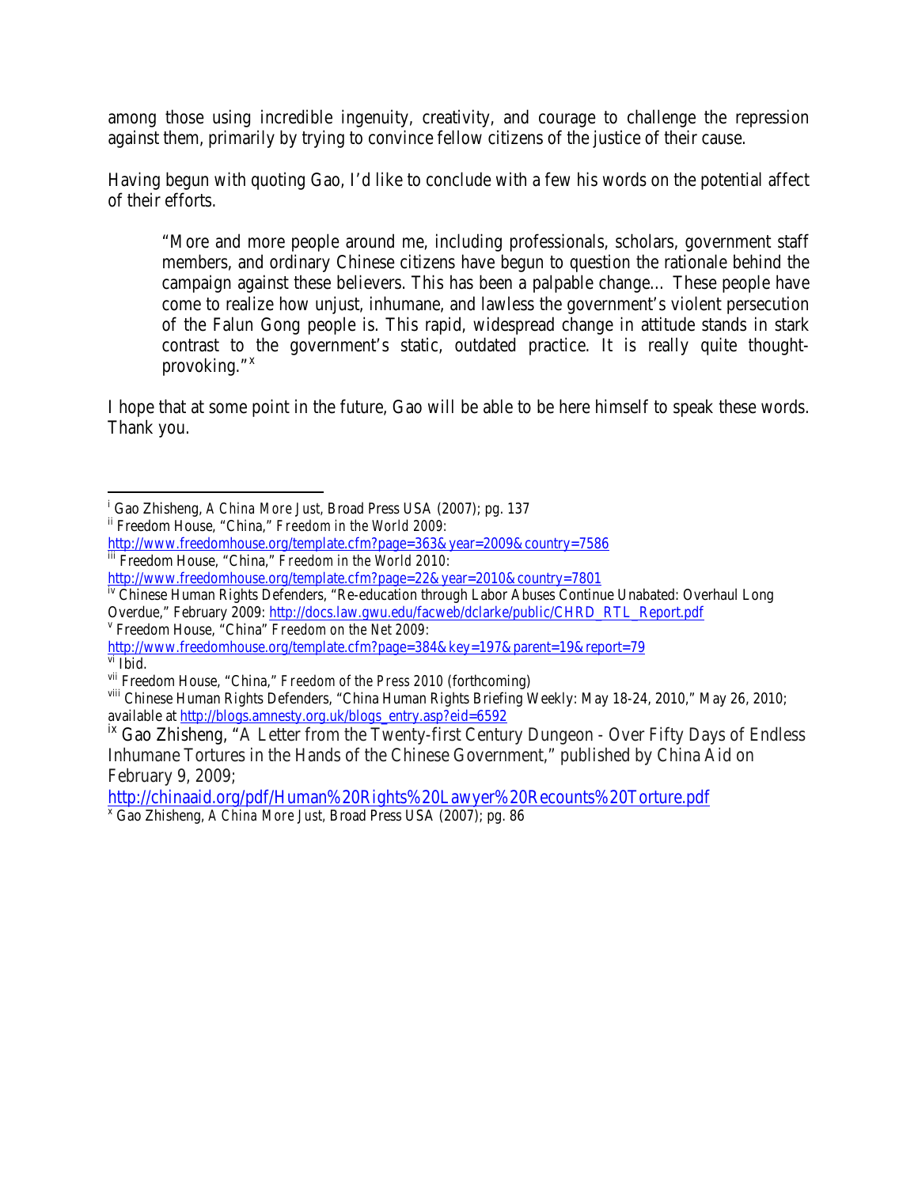among those using incredible ingenuity, creativity, and courage to challenge the repression against them, primarily by trying to convince fellow citizens of the justice of their cause.

Having begun with quoting Gao, I'd like to conclude with a few his words on the potential affect of their efforts.

> "More and more people around me, including professionals, scholars, government staff members, and ordinary Chinese citizens have begun to question the rationale behind the campaign against these believers. This has been a palpable change… These people have come to realize how unjust, inhumane, and lawless the government's violent persecution of the Falun Gong people is. This rapid, widespread change in attitude stands in stark contrast to the government's static, outdated practice. It is really quite thought-provoking."[x]

I hope that at some point in the future, Gao will be able to be here himself to speak these words. Thank you.

---

[i] Gao Zhisheng, *A China More Just*, Broad Press USA (2007); pg. 137

[ii] Freedom House, "China," *Freedom in the World 2009*: http://www.freedomhouse.org/template.cfm?page=363&year=2009&country=7586

[iii] Freedom House, "China," *Freedom in the World 2010*: http://www.freedomhouse.org/template.cfm?page=22&year=2010&country=7801

[iv] Chinese Human Rights Defenders, "Re-education through Labor Abuses Continue Unabated: Overhaul Long Overdue," February 2009: http://docs.law.gwu.edu/facweb/dclarke/public/CHRD_RTL_Report.pdf

[v] Freedom House, "China" *Freedom on the Net 2009*: http://www.freedomhouse.org/template.cfm?page=384&key=197&parent=19&report=79

[vi] Ibid.

[vii] Freedom House, "China," *Freedom of the Press 2010* (forthcoming)

[viii] Chinese Human Rights Defenders, "China Human Rights Briefing Weekly: May 18-24, 2010," May 26, 2010; available at http://blogs.amnesty.org.uk/blogs_entry.asp?eid=6592

[ix] Gao Zhisheng, "A Letter from the Twenty-first Century Dungeon - Over Fifty Days of Endless Inhumane Tortures in the Hands of the Chinese Government," published by China Aid on February 9, 2009; http://chinaaid.org/pdf/Human%20Rights%20Lawyer%20Recounts%20Torture.pdf

[x] Gao Zhisheng, *A China More Just*, Broad Press USA (2007); pg. 86